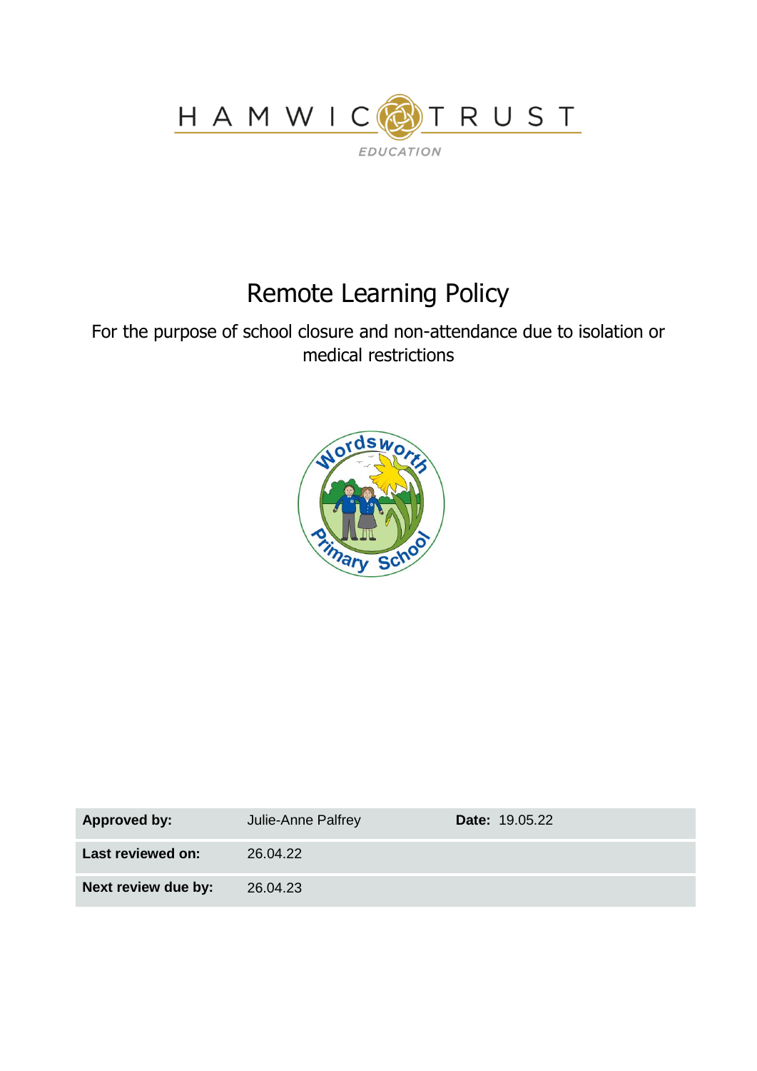HAMWIC TRUST

EDUCATION

# Remote Learning Policy

For the purpose of school closure and non-attendance due to isolation or medical restrictions

Wordsworth Primary School

| **Approved by:** | Julie-Anne Palfrey | **Date:** 19.05.22 |
|---|---|---|
| **Last reviewed on:** | 26.04.22 | |
| **Next review due by:** | 26.04.23 | |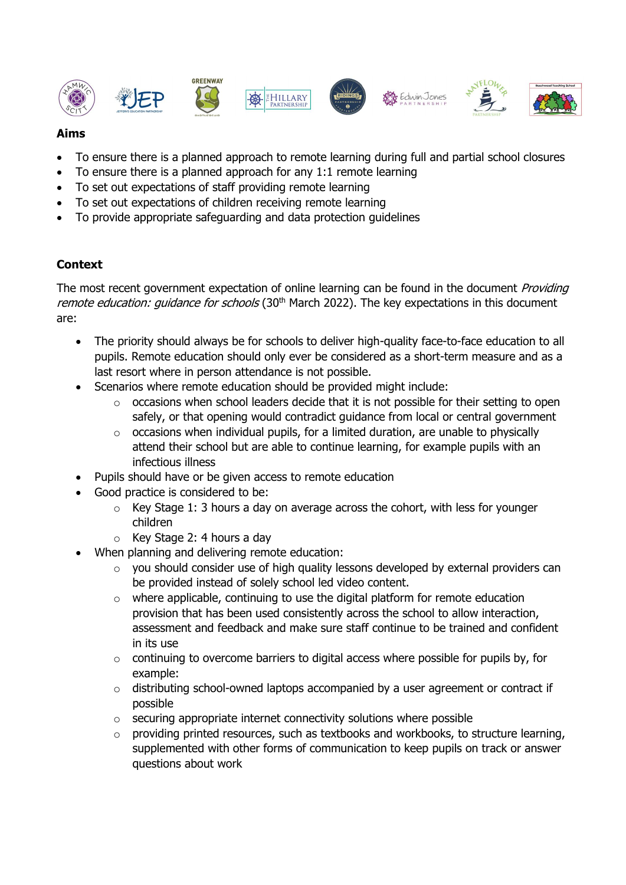## Aims

- To ensure there is a planned approach to remote learning during full and partial school closures
- To ensure there is a planned approach for any 1:1 remote learning
- To set out expectations of staff providing remote learning
- To set out expectations of children receiving remote learning
- To provide appropriate safeguarding and data protection guidelines

## Context

The most recent government expectation of online learning can be found in the document *Providing remote education: guidance for schools* (30th March 2022). The key expectations in this document are:

- The priority should always be for schools to deliver high-quality face-to-face education to all pupils. Remote education should only ever be considered as a short-term measure and as a last resort where in person attendance is not possible.
- Scenarios where remote education should be provided might include:
  - occasions when school leaders decide that it is not possible for their setting to open safely, or that opening would contradict guidance from local or central government
  - occasions when individual pupils, for a limited duration, are unable to physically attend their school but are able to continue learning, for example pupils with an infectious illness
- Pupils should have or be given access to remote education
- Good practice is considered to be:
  - Key Stage 1: 3 hours a day on average across the cohort, with less for younger children
  - Key Stage 2: 4 hours a day
- When planning and delivering remote education:
  - you should consider use of high quality lessons developed by external providers can be provided instead of solely school led video content.
  - where applicable, continuing to use the digital platform for remote education provision that has been used consistently across the school to allow interaction, assessment and feedback and make sure staff continue to be trained and confident in its use
  - continuing to overcome barriers to digital access where possible for pupils by, for example:
  - distributing school-owned laptops accompanied by a user agreement or contract if possible
  - securing appropriate internet connectivity solutions where possible
  - providing printed resources, such as textbooks and workbooks, to structure learning, supplemented with other forms of communication to keep pupils on track or answer questions about work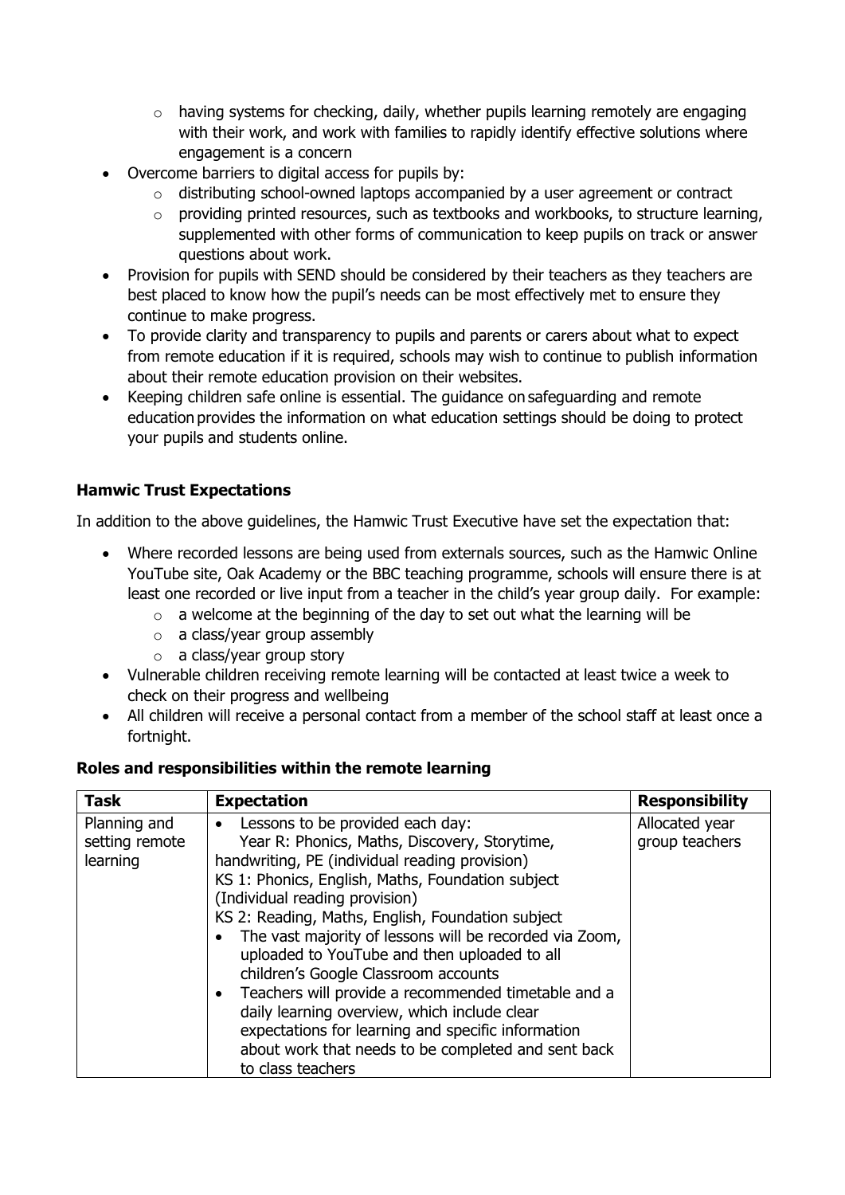- having systems for checking, daily, whether pupils learning remotely are engaging with their work, and work with families to rapidly identify effective solutions where engagement is a concern
- Overcome barriers to digital access for pupils by:
  - distributing school-owned laptops accompanied by a user agreement or contract
  - providing printed resources, such as textbooks and workbooks, to structure learning, supplemented with other forms of communication to keep pupils on track or answer questions about work.
- Provision for pupils with SEND should be considered by their teachers as they teachers are best placed to know how the pupil's needs can be most effectively met to ensure they continue to make progress.
- To provide clarity and transparency to pupils and parents or carers about what to expect from remote education if it is required, schools may wish to continue to publish information about their remote education provision on their websites.
- Keeping children safe online is essential. The guidance on safeguarding and remote education provides the information on what education settings should be doing to protect your pupils and students online.

**Hamwic Trust Expectations**

In addition to the above guidelines, the Hamwic Trust Executive have set the expectation that:

- Where recorded lessons are being used from externals sources, such as the Hamwic Online YouTube site, Oak Academy or the BBC teaching programme, schools will ensure there is at least one recorded or live input from a teacher in the child's year group daily. For example:
  - a welcome at the beginning of the day to set out what the learning will be
  - a class/year group assembly
  - a class/year group story
- Vulnerable children receiving remote learning will be contacted at least twice a week to check on their progress and wellbeing
- All children will receive a personal contact from a member of the school staff at least once a fortnight.

**Roles and responsibilities within the remote learning**

| **Task** | **Expectation** | **Responsibility** |
|---|---|---|
| Planning and setting remote learning | • Lessons to be provided each day:<br>Year R: Phonics, Maths, Discovery, Storytime, handwriting, PE (individual reading provision)<br>KS 1: Phonics, English, Maths, Foundation subject (Individual reading provision)<br>KS 2: Reading, Maths, English, Foundation subject<br>• The vast majority of lessons will be recorded via Zoom, uploaded to YouTube and then uploaded to all children's Google Classroom accounts<br>• Teachers will provide a recommended timetable and a daily learning overview, which include clear expectations for learning and specific information about work that needs to be completed and sent back to class teachers | Allocated year group teachers |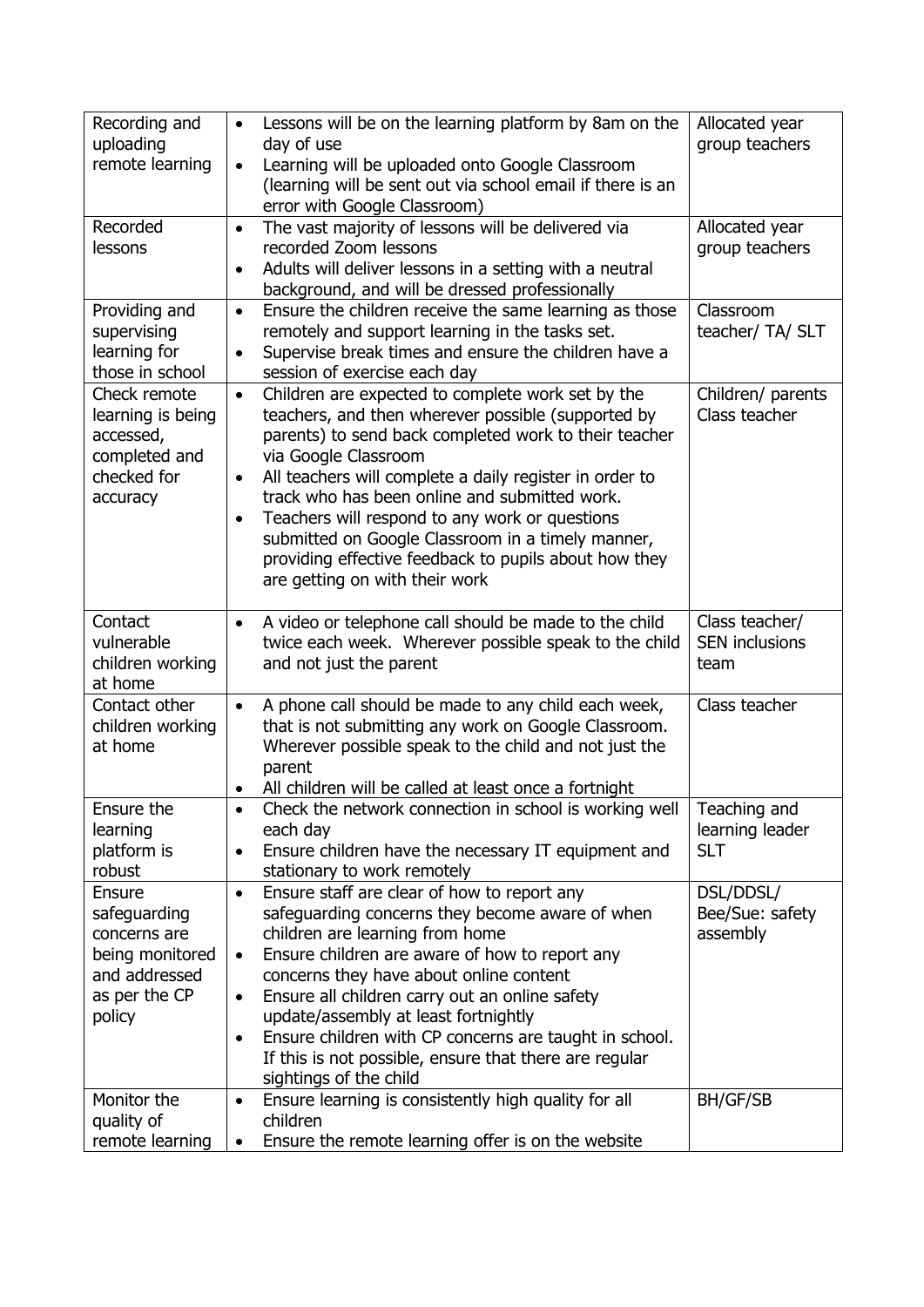| | | |
|---|---|---|
| Recording and uploading remote learning | • Lessons will be on the learning platform by 8am on the day of use<br>• Learning will be uploaded onto Google Classroom (learning will be sent out via school email if there is an error with Google Classroom) | Allocated year group teachers |
| Recorded lessons | • The vast majority of lessons will be delivered via recorded Zoom lessons<br>• Adults will deliver lessons in a setting with a neutral background, and will be dressed professionally | Allocated year group teachers |
| Providing and supervising learning for those in school | • Ensure the children receive the same learning as those remotely and support learning in the tasks set.<br>• Supervise break times and ensure the children have a session of exercise each day | Classroom teacher/ TA/ SLT |
| Check remote learning is being accessed, completed and checked for accuracy | • Children are expected to complete work set by the teachers, and then wherever possible (supported by parents) to send back completed work to their teacher via Google Classroom<br>• All teachers will complete a daily register in order to track who has been online and submitted work.<br>• Teachers will respond to any work or questions submitted on Google Classroom in a timely manner, providing effective feedback to pupils about how they are getting on with their work | Children/ parents Class teacher |
| Contact vulnerable children working at home | • A video or telephone call should be made to the child twice each week. Wherever possible speak to the child and not just the parent | Class teacher/ SEN inclusions team |
| Contact other children working at home | • A phone call should be made to any child each week, that is not submitting any work on Google Classroom. Wherever possible speak to the child and not just the parent<br>• All children will be called at least once a fortnight | Class teacher |
| Ensure the learning platform is robust | • Check the network connection in school is working well each day<br>• Ensure children have the necessary IT equipment and stationary to work remotely | Teaching and learning leader SLT |
| Ensure safeguarding concerns are being monitored and addressed as per the CP policy | • Ensure staff are clear of how to report any safeguarding concerns they become aware of when children are learning from home<br>• Ensure children are aware of how to report any concerns they have about online content<br>• Ensure all children carry out an online safety update/assembly at least fortnightly<br>• Ensure children with CP concerns are taught in school. If this is not possible, ensure that there are regular sightings of the child | DSL/DDSL/ Bee/Sue: safety assembly |
| Monitor the quality of remote learning | • Ensure learning is consistently high quality for all children<br>• Ensure the remote learning offer is on the website | BH/GF/SB |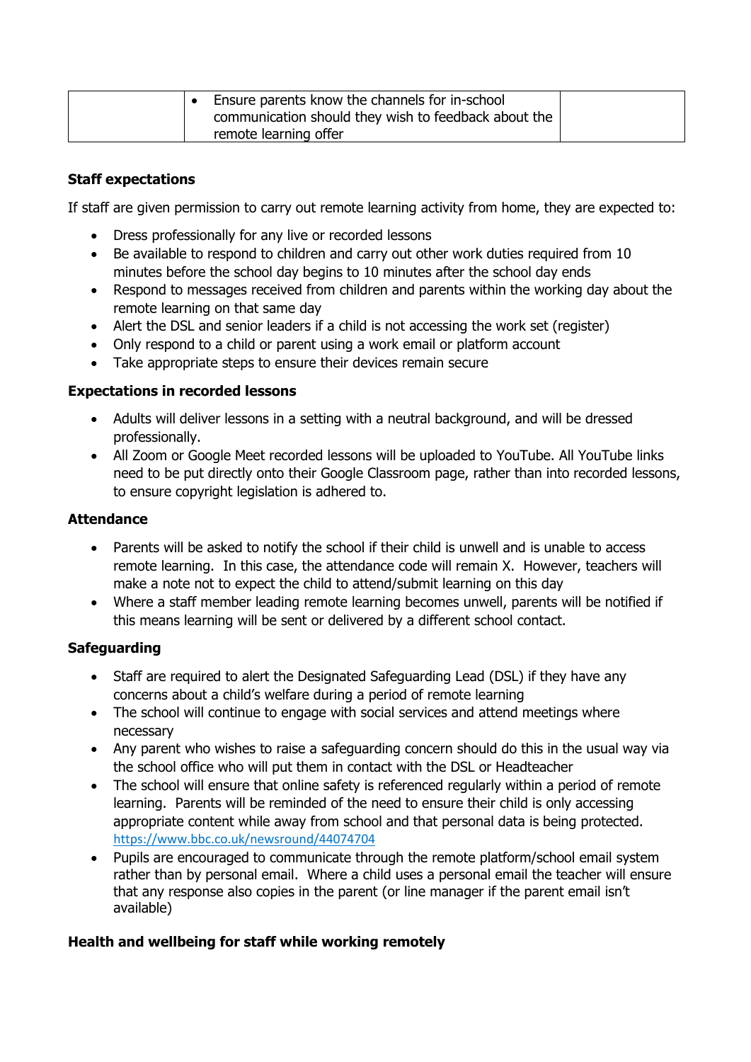|  | <ul><li>Ensure parents know the channels for in-school communication should they wish to feedback about the remote learning offer</li></ul> |  |
|---|---|---|

**Staff expectations**

If staff are given permission to carry out remote learning activity from home, they are expected to:

- Dress professionally for any live or recorded lessons
- Be available to respond to children and carry out other work duties required from 10 minutes before the school day begins to 10 minutes after the school day ends
- Respond to messages received from children and parents within the working day about the remote learning on that same day
- Alert the DSL and senior leaders if a child is not accessing the work set (register)
- Only respond to a child or parent using a work email or platform account
- Take appropriate steps to ensure their devices remain secure

**Expectations in recorded lessons**

- Adults will deliver lessons in a setting with a neutral background, and will be dressed professionally.
- All Zoom or Google Meet recorded lessons will be uploaded to YouTube. All YouTube links need to be put directly onto their Google Classroom page, rather than into recorded lessons, to ensure copyright legislation is adhered to.

**Attendance**

- Parents will be asked to notify the school if their child is unwell and is unable to access remote learning. In this case, the attendance code will remain X. However, teachers will make a note not to expect the child to attend/submit learning on this day
- Where a staff member leading remote learning becomes unwell, parents will be notified if this means learning will be sent or delivered by a different school contact.

**Safeguarding**

- Staff are required to alert the Designated Safeguarding Lead (DSL) if they have any concerns about a child's welfare during a period of remote learning
- The school will continue to engage with social services and attend meetings where necessary
- Any parent who wishes to raise a safeguarding concern should do this in the usual way via the school office who will put them in contact with the DSL or Headteacher
- The school will ensure that online safety is referenced regularly within a period of remote learning. Parents will be reminded of the need to ensure their child is only accessing appropriate content while away from school and that personal data is being protected. https://www.bbc.co.uk/newsround/44074704
- Pupils are encouraged to communicate through the remote platform/school email system rather than by personal email. Where a child uses a personal email the teacher will ensure that any response also copies in the parent (or line manager if the parent email isn't available)

**Health and wellbeing for staff while working remotely**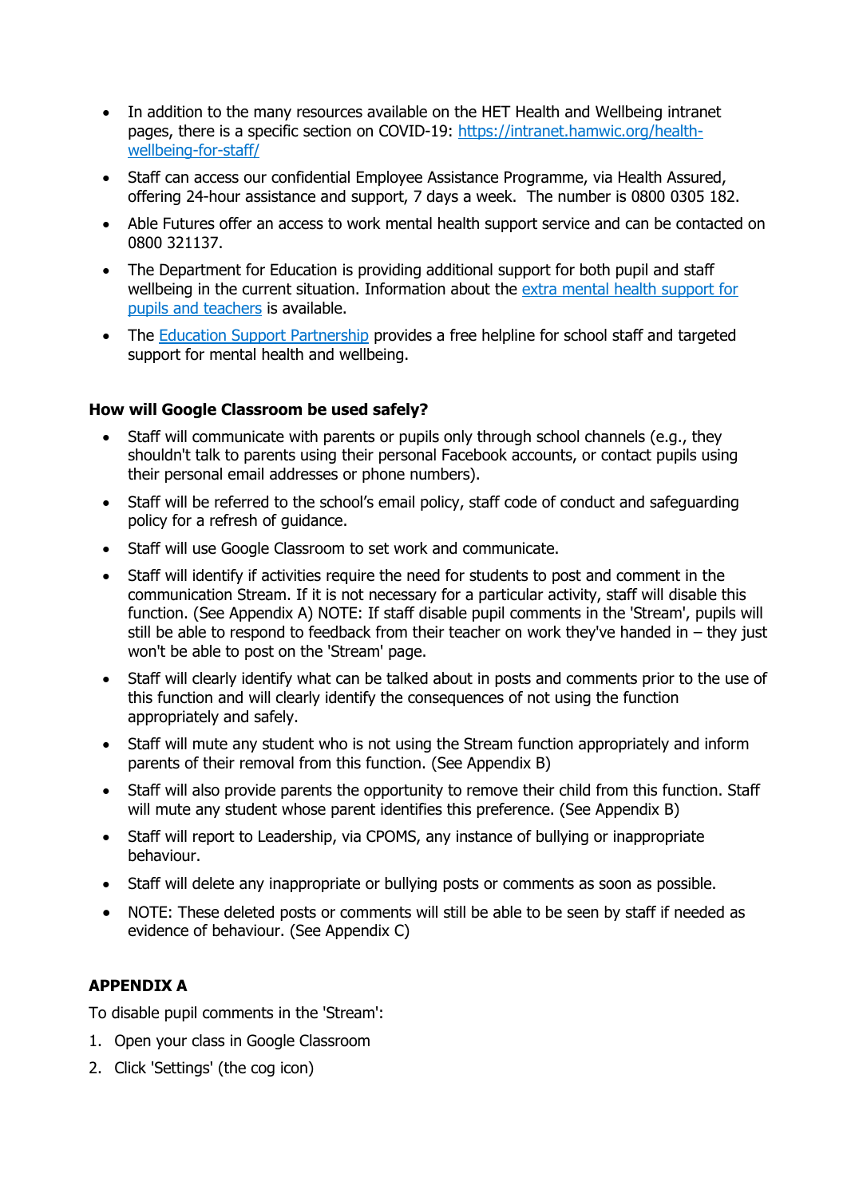- In addition to the many resources available on the HET Health and Wellbeing intranet pages, there is a specific section on COVID-19: [https://intranet.hamwic.org/health-wellbeing-for-staff/](https://intranet.hamwic.org/health-wellbeing-for-staff/)
- Staff can access our confidential Employee Assistance Programme, via Health Assured, offering 24-hour assistance and support, 7 days a week. The number is 0800 0305 182.
- Able Futures offer an access to work mental health support service and can be contacted on 0800 321137.
- The Department for Education is providing additional support for both pupil and staff wellbeing in the current situation. Information about the extra mental health support for pupils and teachers is available.
- The Education Support Partnership provides a free helpline for school staff and targeted support for mental health and wellbeing.

**How will Google Classroom be used safely?**

- Staff will communicate with parents or pupils only through school channels (e.g., they shouldn't talk to parents using their personal Facebook accounts, or contact pupils using their personal email addresses or phone numbers).
- Staff will be referred to the school's email policy, staff code of conduct and safeguarding policy for a refresh of guidance.
- Staff will use Google Classroom to set work and communicate.
- Staff will identify if activities require the need for students to post and comment in the communication Stream. If it is not necessary for a particular activity, staff will disable this function. (See Appendix A) NOTE: If staff disable pupil comments in the 'Stream', pupils will still be able to respond to feedback from their teacher on work they've handed in – they just won't be able to post on the 'Stream' page.
- Staff will clearly identify what can be talked about in posts and comments prior to the use of this function and will clearly identify the consequences of not using the function appropriately and safely.
- Staff will mute any student who is not using the Stream function appropriately and inform parents of their removal from this function. (See Appendix B)
- Staff will also provide parents the opportunity to remove their child from this function. Staff will mute any student whose parent identifies this preference. (See Appendix B)
- Staff will report to Leadership, via CPOMS, any instance of bullying or inappropriate behaviour.
- Staff will delete any inappropriate or bullying posts or comments as soon as possible.
- NOTE: These deleted posts or comments will still be able to be seen by staff if needed as evidence of behaviour. (See Appendix C)

**APPENDIX A**

To disable pupil comments in the 'Stream':

1. Open your class in Google Classroom
2. Click 'Settings' (the cog icon)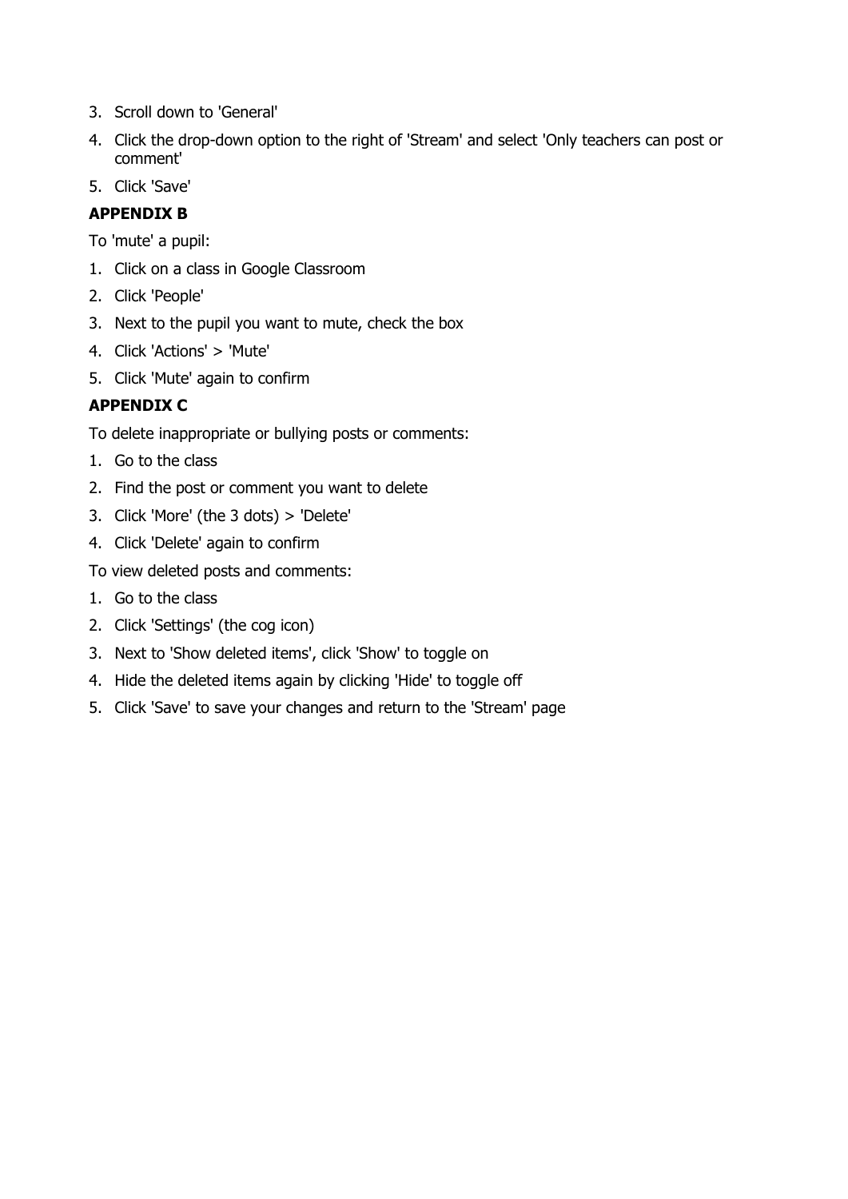3. Scroll down to 'General'
4. Click the drop-down option to the right of 'Stream' and select 'Only teachers can post or comment'
5. Click 'Save'

**APPENDIX B**

To 'mute' a pupil:

1. Click on a class in Google Classroom
2. Click 'People'
3. Next to the pupil you want to mute, check the box
4. Click 'Actions' > 'Mute'
5. Click 'Mute' again to confirm

**APPENDIX C**

To delete inappropriate or bullying posts or comments:

1. Go to the class
2. Find the post or comment you want to delete
3. Click 'More' (the 3 dots) > 'Delete'
4. Click 'Delete' again to confirm

To view deleted posts and comments:

1. Go to the class
2. Click 'Settings' (the cog icon)
3. Next to 'Show deleted items', click 'Show' to toggle on
4. Hide the deleted items again by clicking 'Hide' to toggle off
5. Click 'Save' to save your changes and return to the 'Stream' page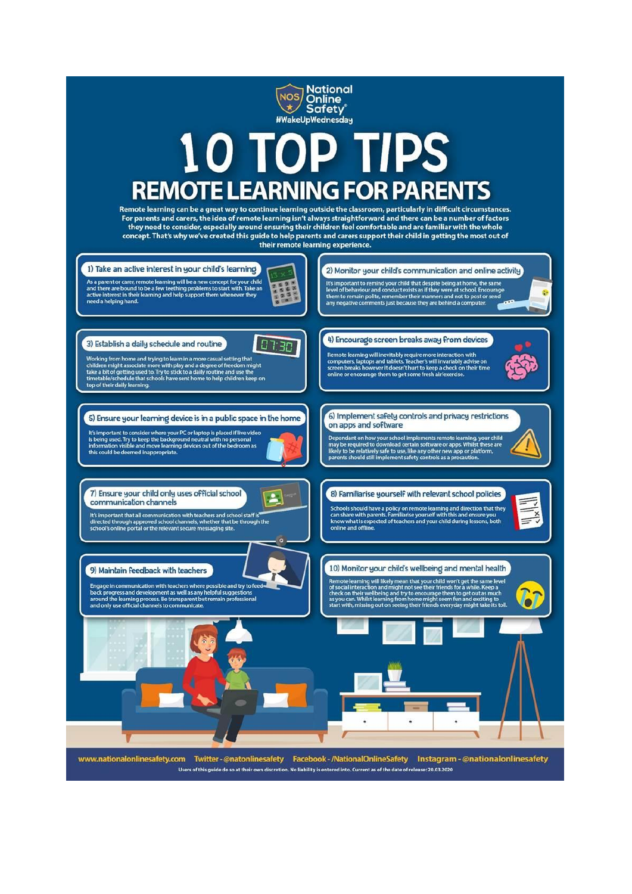National Online Safety

#WakeUpWednesday

# 10 TOP TIPS

## REMOTE LEARNING FOR PARENTS

Remote learning can be a great way to continue learning outside the classroom, particularly in difficult circumstances. For parents and carers, the idea of remote learning isn't always straightforward and there can be a number of factors they need to consider, especially around ensuring their children feel comfortable and are familiar with the whole concept. That's why we've created this guide to help parents and carers support their child in getting the most out of their remote learning experience.

### 1) Take an active interest in your child's learning

As a parent or carer, remote learning will be a new concept for your child and there are bound to be a few teething problems to start with. Take an active interest in their learning and help support them whenever they need a helping hand.

### 2) Monitor your child's communication and online activity

It's important to remind your child that despite being at home, the same level of behaviour and conduct exists as if they were at school. Encourage them to remain polite, remember their manners and not to post or send any negative comments just because they are behind a computer.

### 3) Establish a daily schedule and routine

Working from home and trying to learn in a more casual setting that children might associate more with play and a degree of freedom might take a bit of getting used to. Try to stick to a daily routine and use the timetable/schedule that schools have sent home to help children keep on top of their daily learning.

### 4) Encourage screen breaks away from devices

Remote learning will inevitably require more interaction with computers, laptops and tablets. Teacher's will invariably advise on screen breaks however it doesn't hurt to keep a check on their time online or encourage them to get some fresh air/exercise.

### 5) Ensure your learning device is in a public space in the home

It's important to consider where your PC or laptop is placed if live video is being used. Try to keep the background neutral with no personal information visible and move learning devices out of the bedroom as this could be deemed inappropriate.

### 6) Implement safety controls and privacy restrictions on apps and software

Dependant on how your school implements remote learning, your child may be required to download certain software or apps. Whilst these are likely to be relatively safe to use, like any other new app or platform, parents should still implement safety controls as a precaution.

### 7) Ensure your child only uses official school communication channels

It's important that all communication with teachers and school staff is directed through approved school channels, whether that be through the school's online portal or the relevant secure messaging site.

### 8) Familiarise yourself with relevant school policies

Schools should have a policy on remote learning and direction that they can share with parents. Familiarise yourself with this and ensure you know what is expected of teachers and your child during lessons, both online and offline.

### 9) Maintain feedback with teachers

Engage in communication with teachers where possible and try to feed back progress and development as well as any helpful suggestions around the learning process. Be transparent but remain professional and only use official channels to communicate.

### 10) Monitor your child's wellbeing and mental health

Remote learning will likely mean that your child won't get the same level of social interaction and might not see their friends for a while. Keep a check on their wellbeing and try to encourage them to get out as much as you can. Whilst learning from home might seem fun and exciting to start with, missing out on seeing their friends everyday might take its toll.

www.nationalonlinesafety.com Twitter - @natonlinesafety Facebook - /NationalOnlineSafety Instagram - @nationalonlinesafety

Users of this guide do so at their own discretion. No liability is entered into. Current as of the date of release: 20.03.2020